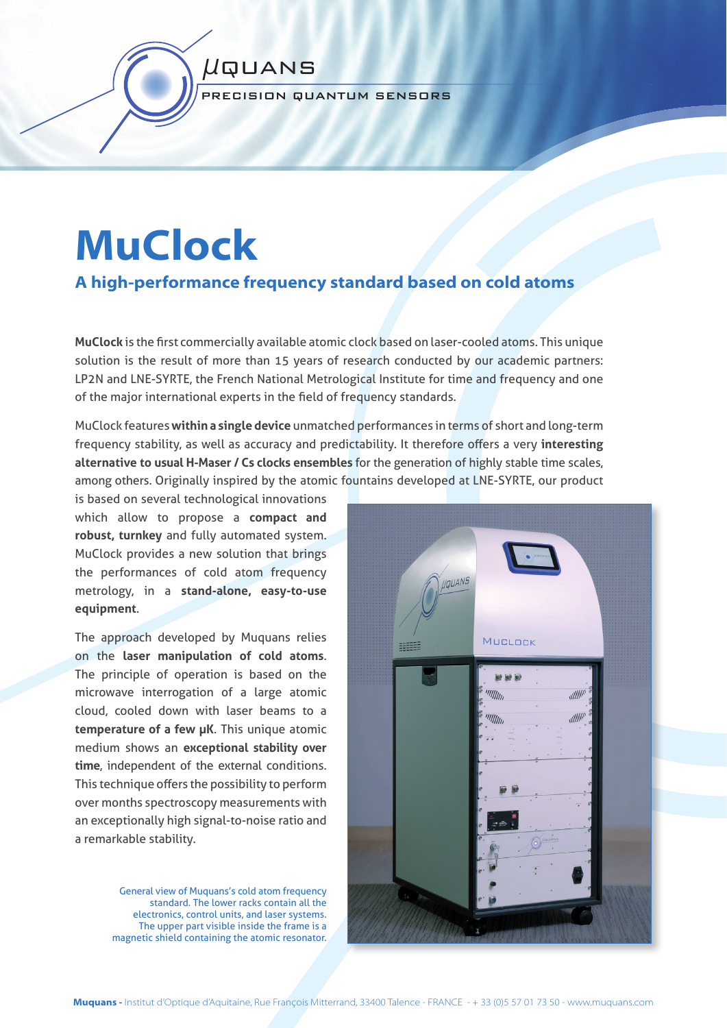# MuClock

## A high-performance frequency standard based on cold atoms

**MuClock** is the first commercially available atomic clock based on laser-cooled atoms. This unique solution is the result of more than 15 years of research conducted by our academic partners: LP2N and LNE-SYRTE, the French National Metrological Institute for time and frequency and one of the major international experts in the field of frequency standards.

MuClock features **within a single device** unmatched performances in terms of short and long-term frequency stability, as well as accuracy and predictability. It therefore offers a very **interesting alternative to usual H-Maser / Cs clocks ensembles** for the generation of highly stable time scales, among others. Originally inspired by the atomic fountains developed at LNE-SYRTE, our product is based on several technological innovations which allow to propose a **compact and robust, turnkey** and fully automated system. MuClock provides a new solution that brings the performances of cold atom frequency metrology, in a **stand-alone, easy-to-use equipment**.

The approach developed by Muquans relies on the **laser manipulation of cold atoms**. The principle of operation is based on the microwave interrogation of a large atomic cloud, cooled down with laser beams to a **temperature of a few μK**. This unique atomic medium shows an **exceptional stability over time**, independent of the external conditions. This technique offers the possibility to perform over months spectroscopy measurements with an exceptionally high signal-to-noise ratio and a remarkable stability.

General view of Muquans's cold atom frequency standard. The lower racks contain all the electronics, control units, and laser systems. The upper part visible inside the frame is a magnetic shield containing the atomic resonator.

**Muquans -** Institut d'Optique d'Aquitaine, Rue François Mitterrand, 33400 Talence - FRANCE - + 33 (0)5 57 01 73 50 - www.muquans.com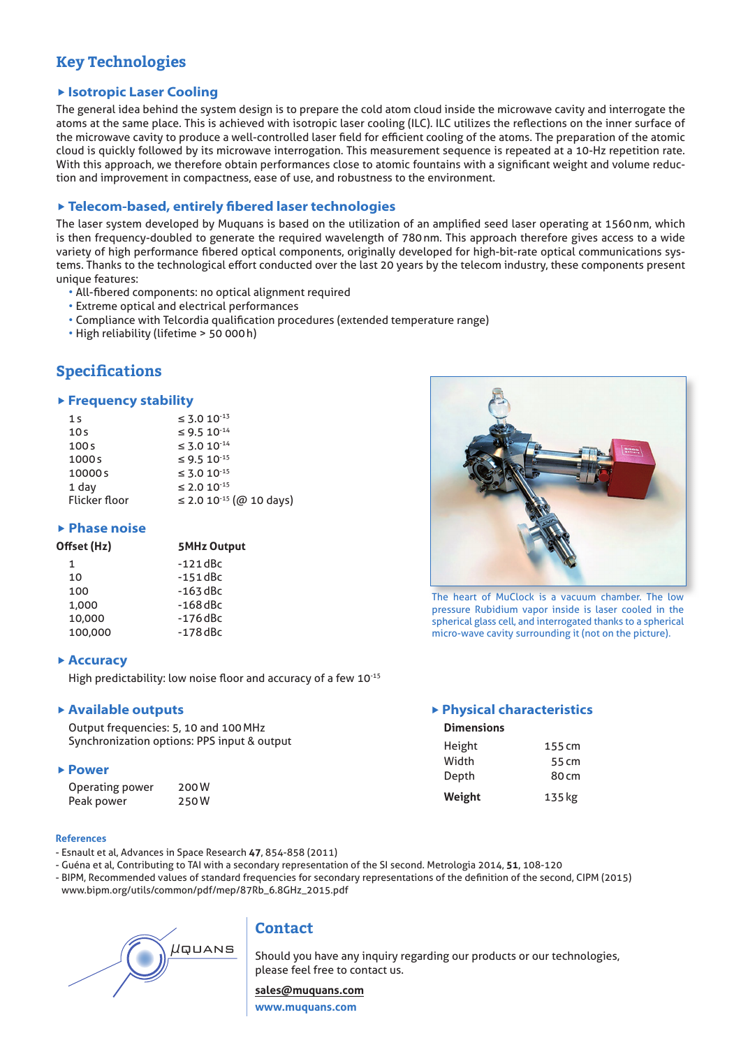## Key Technologies

### ‣ Isotropic Laser Cooling

The general idea behind the system design is to prepare the cold atom cloud inside the microwave cavity and interrogate the atoms at the same place. This is achieved with isotropic laser cooling (ILC). ILC utilizes the reflections on the inner surface of the microwave cavity to produce a well-controlled laser field for efficient cooling of the atoms. The preparation of the atomic cloud is quickly followed by its microwave interrogation. This measurement sequence is repeated at a 10-Hz repetition rate. With this approach, we therefore obtain performances close to atomic fountains with a significant weight and volume reduction and improvement in compactness, ease of use, and robustness to the environment.

### ‣ Telecom-based, entirely fibered laser technologies

The laser system developed by Muquans is based on the utilization of an amplified seed laser operating at 1560 nm, which is then frequency-doubled to generate the required wavelength of 780 nm. This approach therefore gives access to a wide variety of high performance fibered optical components, originally developed for high-bit-rate optical communications systems. Thanks to the technological effort conducted over the last 20 years by the telecom industry, these components present unique features:

- All-fibered components: no optical alignment required
- Extreme optical and electrical performances
- Compliance with Telcordia qualification procedures (extended temperature range)
- High reliability (lifetime > 50 000 h)

## Specifications

### ‣ Frequency stability

| | |
|---|---|
| 1 s | $\leq 3.0\ 10^{-13}$ |
| 10 s | $\leq 9.5\ 10^{-14}$ |
| 100 s | $\leq 3.0\ 10^{-14}$ |
| 1000 s | $\leq 9.5\ 10^{-15}$ |
| 10000 s | $\leq 3.0\ 10^{-15}$ |
| 1 day | $\leq 2.0\ 10^{-15}$ |
| Flicker floor | $\leq 2.0\ 10^{-15}$ (@ 10 days) |

### ‣ Phase noise

| Offset (Hz) | 5MHz Output |
|---|---|
| 1 | -121 dBc |
| 10 | -151 dBc |
| 100 | -163 dBc |
| 1,000 | -168 dBc |
| 10,000 | -176 dBc |
| 100,000 | -178 dBc |

The heart of MuClock is a vacuum chamber. The low pressure Rubidium vapor inside is laser cooled in the spherical glass cell, and interrogated thanks to a spherical micro-wave cavity surrounding it (not on the picture).

### ‣ Accuracy

High predictability: low noise floor and accuracy of a few $10^{-15}$

### ‣ Available outputs

Output frequencies: 5, 10 and 100 MHz
Synchronization options: PPS input & output

### ‣ Power

| | |
|---|---|
| Operating power | 200 W |
| Peak power | 250 W |

### ‣ Physical characteristics

**Dimensions**

| | |
|---|---|
| Height | 155 cm |
| Width | 55 cm |
| Depth | 80 cm |
| **Weight** | 135 kg |

**References**

- Esnault et al, Advances in Space Research **47**, 854-858 (2011)
- Guéna et al, Contributing to TAI with a secondary representation of the SI second. Metrologia 2014, **51**, 108-120
- BIPM, Recommended values of standard frequencies for secondary representations of the definition of the second, CIPM (2015) www.bipm.org/utils/common/pdf/mep/87Rb_6.8GHz_2015.pdf

μQUANS

## Contact

Should you have any inquiry regarding our products or our technologies, please feel free to contact us.

**sales@muquans.com**

**www.muquans.com**